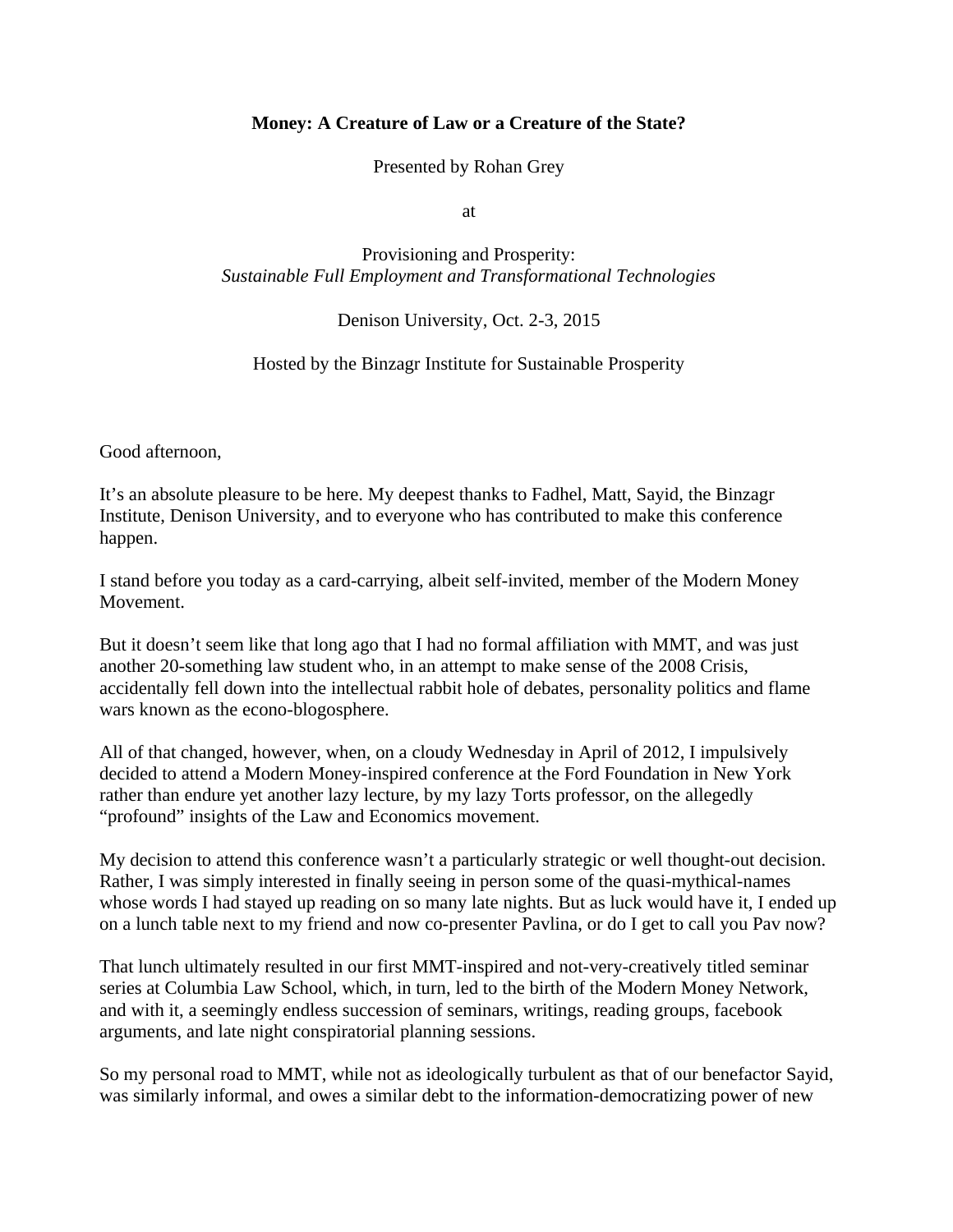**Money: A Creature of Law or a Creature of the State?**

Presented by Rohan Grey

at

Provisioning and Prosperity:
*Sustainable Full Employment and Transformational Technologies*

Denison University, Oct. 2-3, 2015

Hosted by the Binzagr Institute for Sustainable Prosperity

Good afternoon,

It's an absolute pleasure to be here. My deepest thanks to Fadhel, Matt, Sayid, the Binzagr Institute, Denison University, and to everyone who has contributed to make this conference happen.

I stand before you today as a card-carrying, albeit self-invited, member of the Modern Money Movement.

But it doesn't seem like that long ago that I had no formal affiliation with MMT, and was just another 20-something law student who, in an attempt to make sense of the 2008 Crisis, accidentally fell down into the intellectual rabbit hole of debates, personality politics and flame wars known as the econo-blogosphere.

All of that changed, however, when, on a cloudy Wednesday in April of 2012, I impulsively decided to attend a Modern Money-inspired conference at the Ford Foundation in New York rather than endure yet another lazy lecture, by my lazy Torts professor, on the allegedly "profound" insights of the Law and Economics movement.

My decision to attend this conference wasn't a particularly strategic or well thought-out decision. Rather, I was simply interested in finally seeing in person some of the quasi-mythical-names whose words I had stayed up reading on so many late nights. But as luck would have it, I ended up on a lunch table next to my friend and now co-presenter Pavlina, or do I get to call you Pav now?

That lunch ultimately resulted in our first MMT-inspired and not-very-creatively titled seminar series at Columbia Law School, which, in turn, led to the birth of the Modern Money Network, and with it, a seemingly endless succession of seminars, writings, reading groups, facebook arguments, and late night conspiratorial planning sessions.

So my personal road to MMT, while not as ideologically turbulent as that of our benefactor Sayid, was similarly informal, and owes a similar debt to the information-democratizing power of new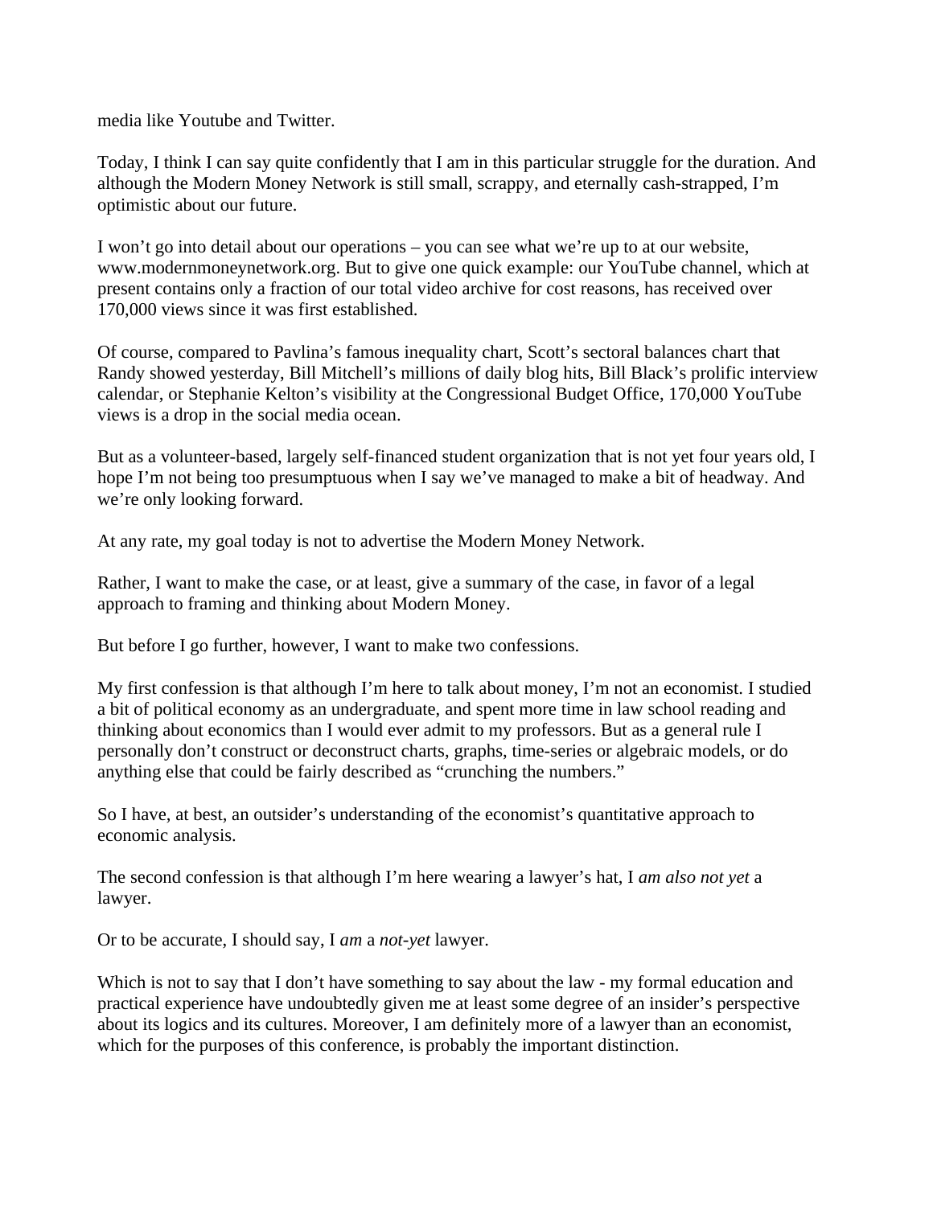media like Youtube and Twitter.

Today, I think I can say quite confidently that I am in this particular struggle for the duration. And although the Modern Money Network is still small, scrappy, and eternally cash-strapped, I'm optimistic about our future.

I won't go into detail about our operations – you can see what we're up to at our website, www.modernmoneynetwork.org. But to give one quick example: our YouTube channel, which at present contains only a fraction of our total video archive for cost reasons, has received over 170,000 views since it was first established.

Of course, compared to Pavlina's famous inequality chart, Scott's sectoral balances chart that Randy showed yesterday, Bill Mitchell's millions of daily blog hits, Bill Black's prolific interview calendar, or Stephanie Kelton's visibility at the Congressional Budget Office, 170,000 YouTube views is a drop in the social media ocean.

But as a volunteer-based, largely self-financed student organization that is not yet four years old, I hope I'm not being too presumptuous when I say we've managed to make a bit of headway. And we're only looking forward.

At any rate, my goal today is not to advertise the Modern Money Network.

Rather, I want to make the case, or at least, give a summary of the case, in favor of a legal approach to framing and thinking about Modern Money.

But before I go further, however, I want to make two confessions.

My first confession is that although I'm here to talk about money, I'm not an economist. I studied a bit of political economy as an undergraduate, and spent more time in law school reading and thinking about economics than I would ever admit to my professors. But as a general rule I personally don't construct or deconstruct charts, graphs, time-series or algebraic models, or do anything else that could be fairly described as "crunching the numbers."

So I have, at best, an outsider's understanding of the economist's quantitative approach to economic analysis.

The second confession is that although I'm here wearing a lawyer's hat, I *am also not yet* a lawyer.

Or to be accurate, I should say, I *am* a *not-yet* lawyer.

Which is not to say that I don't have something to say about the law - my formal education and practical experience have undoubtedly given me at least some degree of an insider's perspective about its logics and its cultures. Moreover, I am definitely more of a lawyer than an economist, which for the purposes of this conference, is probably the important distinction.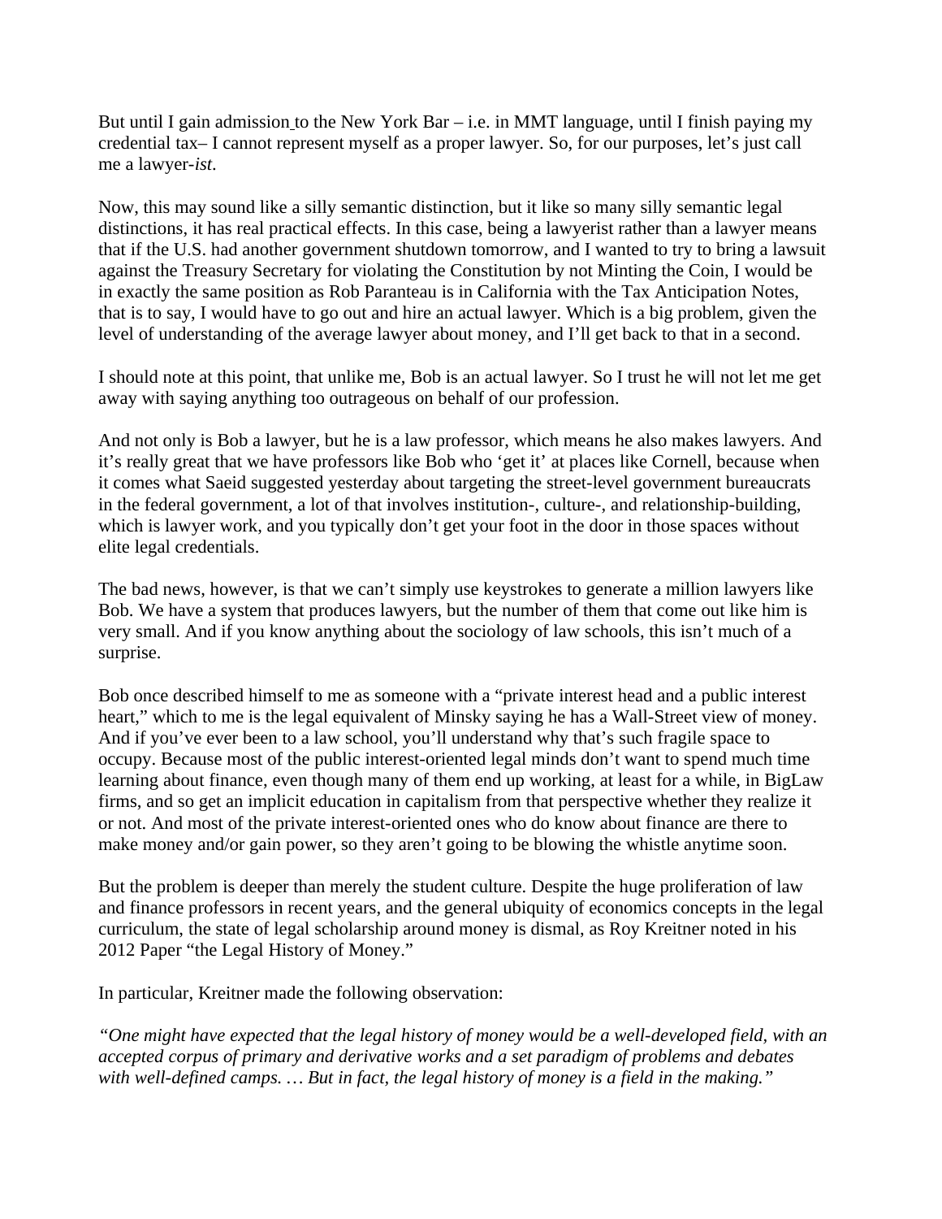But until I gain admission to the New York Bar – i.e. in MMT language, until I finish paying my credential tax– I cannot represent myself as a proper lawyer. So, for our purposes, let's just call me a lawyer-*ist*.

Now, this may sound like a silly semantic distinction, but it like so many silly semantic legal distinctions, it has real practical effects. In this case, being a lawyerist rather than a lawyer means that if the U.S. had another government shutdown tomorrow, and I wanted to try to bring a lawsuit against the Treasury Secretary for violating the Constitution by not Minting the Coin, I would be in exactly the same position as Rob Paranteau is in California with the Tax Anticipation Notes, that is to say, I would have to go out and hire an actual lawyer. Which is a big problem, given the level of understanding of the average lawyer about money, and I'll get back to that in a second.

I should note at this point, that unlike me, Bob is an actual lawyer. So I trust he will not let me get away with saying anything too outrageous on behalf of our profession.

And not only is Bob a lawyer, but he is a law professor, which means he also makes lawyers. And it's really great that we have professors like Bob who 'get it' at places like Cornell, because when it comes what Saeid suggested yesterday about targeting the street-level government bureaucrats in the federal government, a lot of that involves institution-, culture-, and relationship-building, which is lawyer work, and you typically don't get your foot in the door in those spaces without elite legal credentials.

The bad news, however, is that we can't simply use keystrokes to generate a million lawyers like Bob. We have a system that produces lawyers, but the number of them that come out like him is very small. And if you know anything about the sociology of law schools, this isn't much of a surprise.

Bob once described himself to me as someone with a "private interest head and a public interest heart," which to me is the legal equivalent of Minsky saying he has a Wall-Street view of money. And if you've ever been to a law school, you'll understand why that's such fragile space to occupy. Because most of the public interest-oriented legal minds don't want to spend much time learning about finance, even though many of them end up working, at least for a while, in BigLaw firms, and so get an implicit education in capitalism from that perspective whether they realize it or not. And most of the private interest-oriented ones who do know about finance are there to make money and/or gain power, so they aren't going to be blowing the whistle anytime soon.

But the problem is deeper than merely the student culture. Despite the huge proliferation of law and finance professors in recent years, and the general ubiquity of economics concepts in the legal curriculum, the state of legal scholarship around money is dismal, as Roy Kreitner noted in his 2012 Paper "the Legal History of Money."

In particular, Kreitner made the following observation:

*"One might have expected that the legal history of money would be a well-developed field, with an accepted corpus of primary and derivative works and a set paradigm of problems and debates with well-defined camps. … But in fact, the legal history of money is a field in the making."*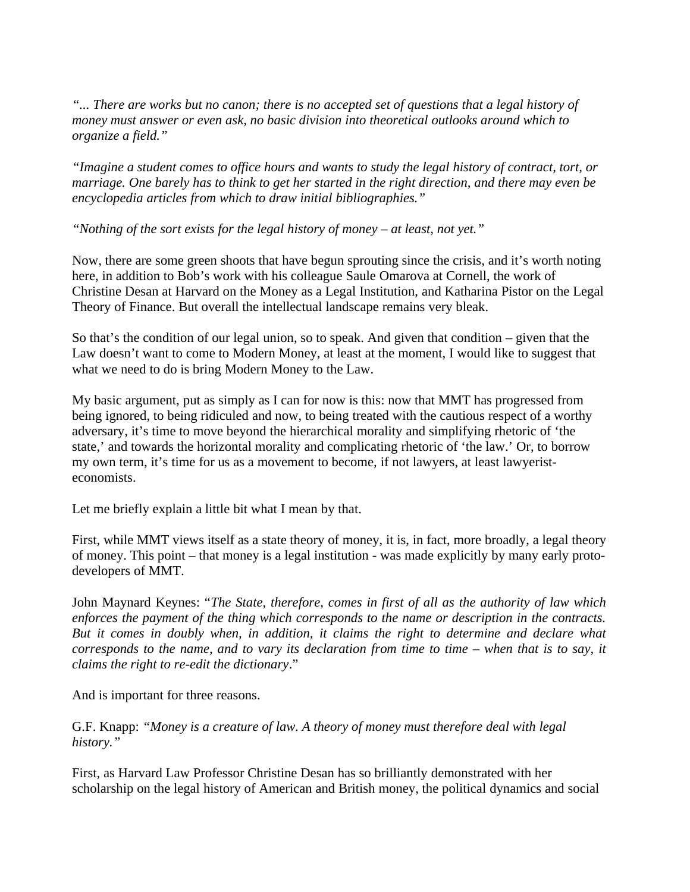*"... There are works but no canon; there is no accepted set of questions that a legal history of money must answer or even ask, no basic division into theoretical outlooks around which to organize a field."*

*"Imagine a student comes to office hours and wants to study the legal history of contract, tort, or marriage. One barely has to think to get her started in the right direction, and there may even be encyclopedia articles from which to draw initial bibliographies."*

*"Nothing of the sort exists for the legal history of money – at least, not yet."*

Now, there are some green shoots that have begun sprouting since the crisis, and it's worth noting here, in addition to Bob's work with his colleague Saule Omarova at Cornell, the work of Christine Desan at Harvard on the Money as a Legal Institution, and Katharina Pistor on the Legal Theory of Finance. But overall the intellectual landscape remains very bleak.

So that's the condition of our legal union, so to speak. And given that condition – given that the Law doesn't want to come to Modern Money, at least at the moment, I would like to suggest that what we need to do is bring Modern Money to the Law.

My basic argument, put as simply as I can for now is this: now that MMT has progressed from being ignored, to being ridiculed and now, to being treated with the cautious respect of a worthy adversary, it's time to move beyond the hierarchical morality and simplifying rhetoric of 'the state,' and towards the horizontal morality and complicating rhetoric of 'the law.' Or, to borrow my own term, it's time for us as a movement to become, if not lawyers, at least lawyerist-economists.

Let me briefly explain a little bit what I mean by that.

First, while MMT views itself as a state theory of money, it is, in fact, more broadly, a legal theory of money. This point – that money is a legal institution - was made explicitly by many early proto-developers of MMT.

John Maynard Keynes: "*The State, therefore, comes in first of all as the authority of law which enforces the payment of the thing which corresponds to the name or description in the contracts. But it comes in doubly when, in addition, it claims the right to determine and declare what corresponds to the name, and to vary its declaration from time to time – when that is to say, it claims the right to re-edit the dictionary*."

And is important for three reasons.

G.F. Knapp: *"Money is a creature of law. A theory of money must therefore deal with legal history."*

First, as Harvard Law Professor Christine Desan has so brilliantly demonstrated with her scholarship on the legal history of American and British money, the political dynamics and social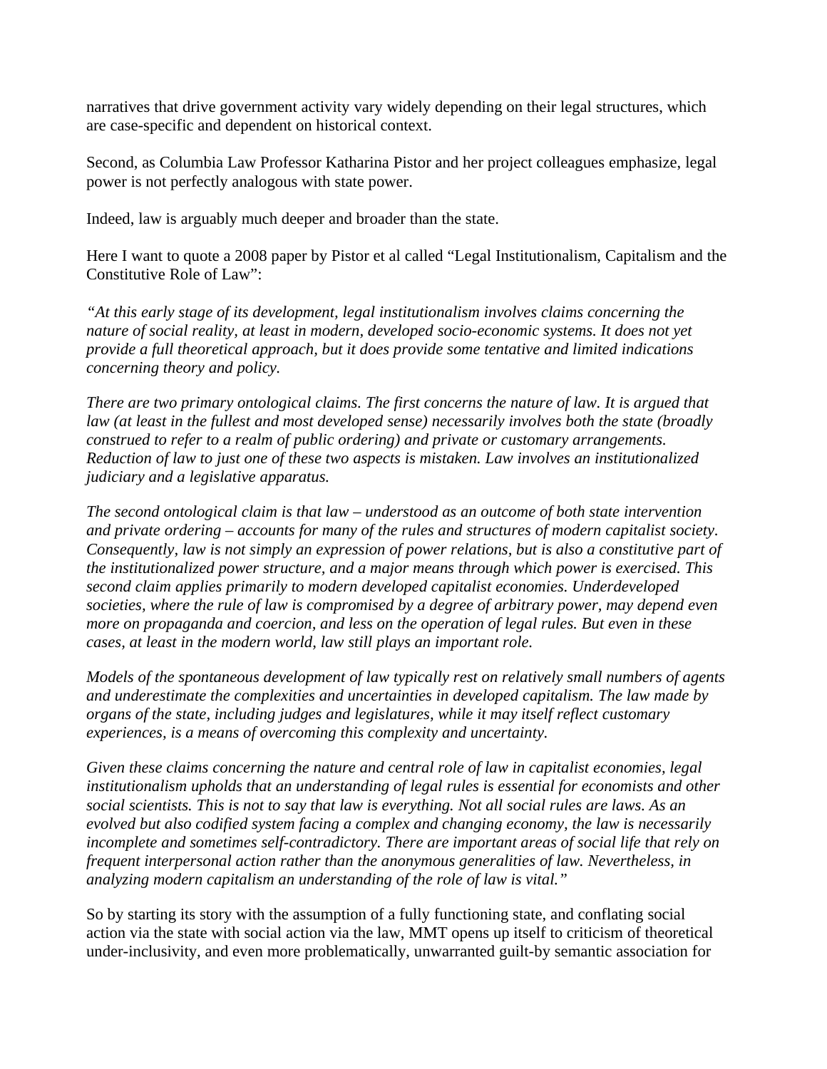narratives that drive government activity vary widely depending on their legal structures, which are case-specific and dependent on historical context.

Second, as Columbia Law Professor Katharina Pistor and her project colleagues emphasize, legal power is not perfectly analogous with state power.

Indeed, law is arguably much deeper and broader than the state.

Here I want to quote a 2008 paper by Pistor et al called "Legal Institutionalism, Capitalism and the Constitutive Role of Law":

*"At this early stage of its development, legal institutionalism involves claims concerning the nature of social reality, at least in modern, developed socio-economic systems. It does not yet provide a full theoretical approach, but it does provide some tentative and limited indications concerning theory and policy.*

*There are two primary ontological claims. The first concerns the nature of law. It is argued that law (at least in the fullest and most developed sense) necessarily involves both the state (broadly construed to refer to a realm of public ordering) and private or customary arrangements. Reduction of law to just one of these two aspects is mistaken. Law involves an institutionalized judiciary and a legislative apparatus.*

*The second ontological claim is that law – understood as an outcome of both state intervention and private ordering – accounts for many of the rules and structures of modern capitalist society. Consequently, law is not simply an expression of power relations, but is also a constitutive part of the institutionalized power structure, and a major means through which power is exercised. This second claim applies primarily to modern developed capitalist economies. Underdeveloped societies, where the rule of law is compromised by a degree of arbitrary power, may depend even more on propaganda and coercion, and less on the operation of legal rules. But even in these cases, at least in the modern world, law still plays an important role.*

*Models of the spontaneous development of law typically rest on relatively small numbers of agents and underestimate the complexities and uncertainties in developed capitalism. The law made by organs of the state, including judges and legislatures, while it may itself reflect customary experiences, is a means of overcoming this complexity and uncertainty.*

*Given these claims concerning the nature and central role of law in capitalist economies, legal institutionalism upholds that an understanding of legal rules is essential for economists and other social scientists. This is not to say that law is everything. Not all social rules are laws. As an evolved but also codified system facing a complex and changing economy, the law is necessarily incomplete and sometimes self-contradictory. There are important areas of social life that rely on frequent interpersonal action rather than the anonymous generalities of law. Nevertheless, in analyzing modern capitalism an understanding of the role of law is vital."*

So by starting its story with the assumption of a fully functioning state, and conflating social action via the state with social action via the law, MMT opens up itself to criticism of theoretical under-inclusivity, and even more problematically, unwarranted guilt-by semantic association for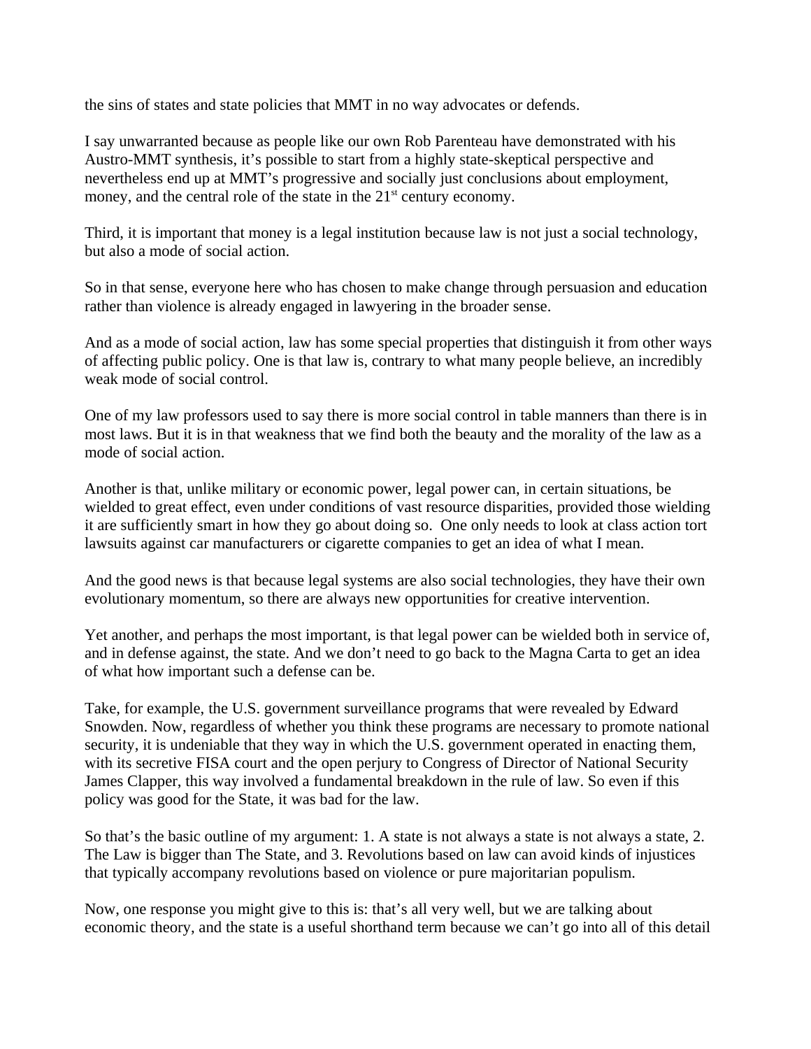the sins of states and state policies that MMT in no way advocates or defends.

I say unwarranted because as people like our own Rob Parenteau have demonstrated with his Austro-MMT synthesis, it's possible to start from a highly state-skeptical perspective and nevertheless end up at MMT's progressive and socially just conclusions about employment, money, and the central role of the state in the 21st century economy.

Third, it is important that money is a legal institution because law is not just a social technology, but also a mode of social action.

So in that sense, everyone here who has chosen to make change through persuasion and education rather than violence is already engaged in lawyering in the broader sense.

And as a mode of social action, law has some special properties that distinguish it from other ways of affecting public policy. One is that law is, contrary to what many people believe, an incredibly weak mode of social control.

One of my law professors used to say there is more social control in table manners than there is in most laws. But it is in that weakness that we find both the beauty and the morality of the law as a mode of social action.

Another is that, unlike military or economic power, legal power can, in certain situations, be wielded to great effect, even under conditions of vast resource disparities, provided those wielding it are sufficiently smart in how they go about doing so. One only needs to look at class action tort lawsuits against car manufacturers or cigarette companies to get an idea of what I mean.

And the good news is that because legal systems are also social technologies, they have their own evolutionary momentum, so there are always new opportunities for creative intervention.

Yet another, and perhaps the most important, is that legal power can be wielded both in service of, and in defense against, the state. And we don't need to go back to the Magna Carta to get an idea of what how important such a defense can be.

Take, for example, the U.S. government surveillance programs that were revealed by Edward Snowden. Now, regardless of whether you think these programs are necessary to promote national security, it is undeniable that they way in which the U.S. government operated in enacting them, with its secretive FISA court and the open perjury to Congress of Director of National Security James Clapper, this way involved a fundamental breakdown in the rule of law. So even if this policy was good for the State, it was bad for the law.

So that's the basic outline of my argument: 1. A state is not always a state is not always a state, 2. The Law is bigger than The State, and 3. Revolutions based on law can avoid kinds of injustices that typically accompany revolutions based on violence or pure majoritarian populism.

Now, one response you might give to this is: that's all very well, but we are talking about economic theory, and the state is a useful shorthand term because we can't go into all of this detail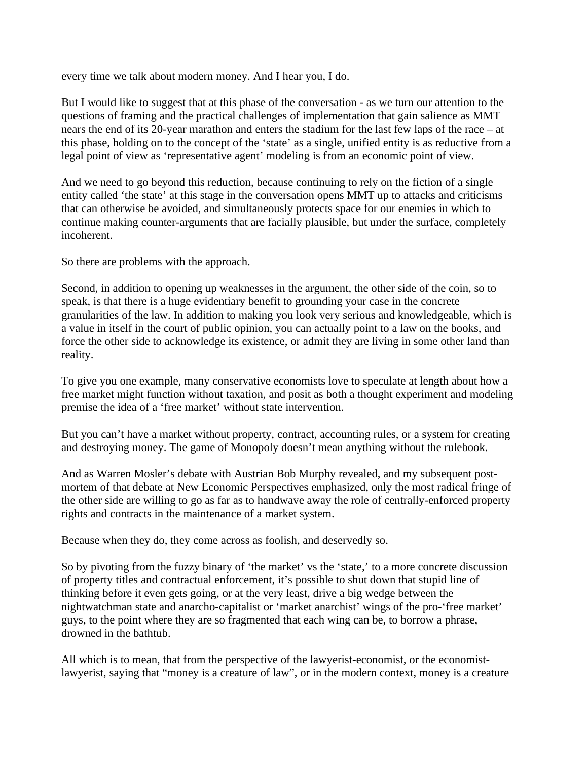every time we talk about modern money. And I hear you, I do.

But I would like to suggest that at this phase of the conversation - as we turn our attention to the questions of framing and the practical challenges of implementation that gain salience as MMT nears the end of its 20-year marathon and enters the stadium for the last few laps of the race – at this phase, holding on to the concept of the 'state' as a single, unified entity is as reductive from a legal point of view as 'representative agent' modeling is from an economic point of view.

And we need to go beyond this reduction, because continuing to rely on the fiction of a single entity called 'the state' at this stage in the conversation opens MMT up to attacks and criticisms that can otherwise be avoided, and simultaneously protects space for our enemies in which to continue making counter-arguments that are facially plausible, but under the surface, completely incoherent.

So there are problems with the approach.

Second, in addition to opening up weaknesses in the argument, the other side of the coin, so to speak, is that there is a huge evidentiary benefit to grounding your case in the concrete granularities of the law. In addition to making you look very serious and knowledgeable, which is a value in itself in the court of public opinion, you can actually point to a law on the books, and force the other side to acknowledge its existence, or admit they are living in some other land than reality.

To give you one example, many conservative economists love to speculate at length about how a free market might function without taxation, and posit as both a thought experiment and modeling premise the idea of a 'free market' without state intervention.

But you can't have a market without property, contract, accounting rules, or a system for creating and destroying money. The game of Monopoly doesn't mean anything without the rulebook.

And as Warren Mosler's debate with Austrian Bob Murphy revealed, and my subsequent post-mortem of that debate at New Economic Perspectives emphasized, only the most radical fringe of the other side are willing to go as far as to handwave away the role of centrally-enforced property rights and contracts in the maintenance of a market system.

Because when they do, they come across as foolish, and deservedly so.

So by pivoting from the fuzzy binary of 'the market' vs the 'state,' to a more concrete discussion of property titles and contractual enforcement, it's possible to shut down that stupid line of thinking before it even gets going, or at the very least, drive a big wedge between the nightwatchman state and anarcho-capitalist or 'market anarchist' wings of the pro-'free market' guys, to the point where they are so fragmented that each wing can be, to borrow a phrase, drowned in the bathtub.

All which is to mean, that from the perspective of the lawyerist-economist, or the economist-lawyerist, saying that "money is a creature of law", or in the modern context, money is a creature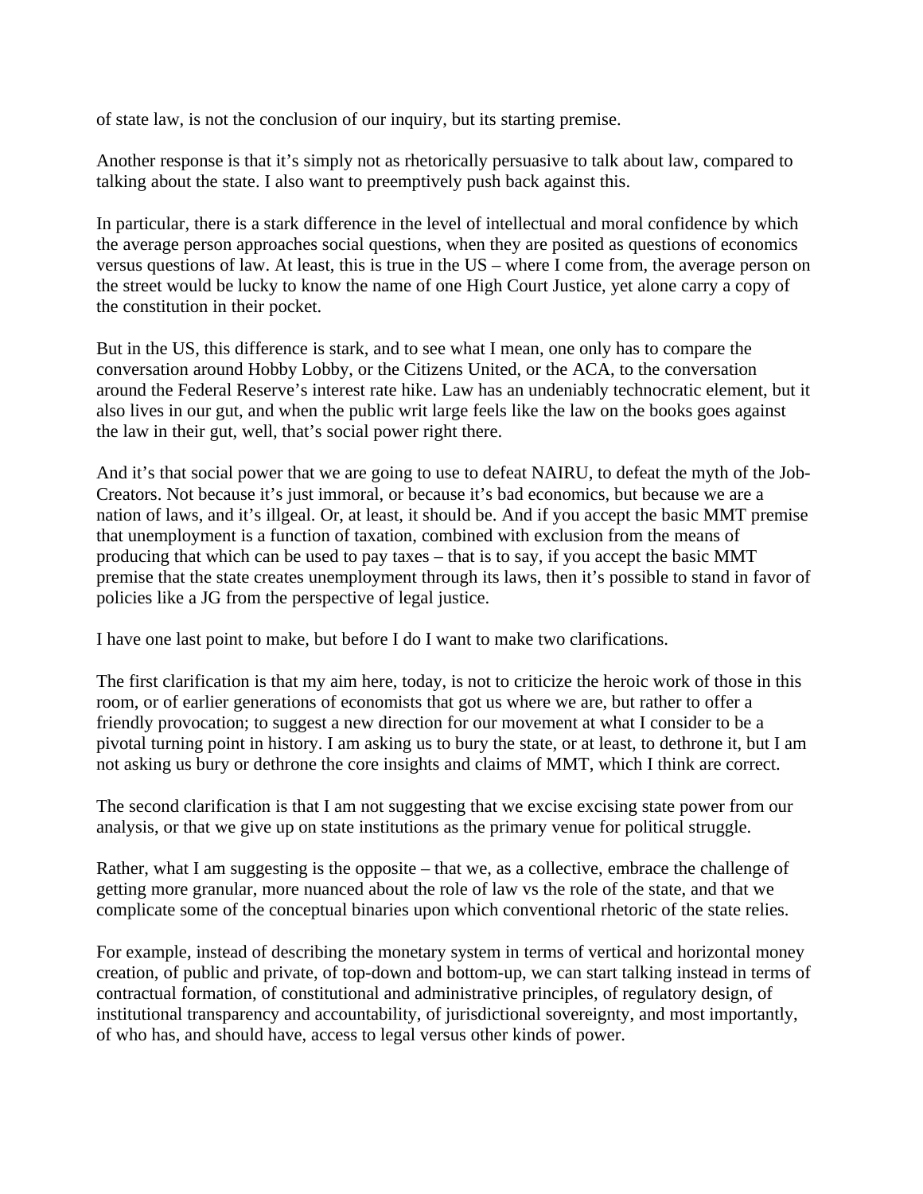of state law, is not the conclusion of our inquiry, but its starting premise.

Another response is that it's simply not as rhetorically persuasive to talk about law, compared to talking about the state. I also want to preemptively push back against this.

In particular, there is a stark difference in the level of intellectual and moral confidence by which the average person approaches social questions, when they are posited as questions of economics versus questions of law. At least, this is true in the US – where I come from, the average person on the street would be lucky to know the name of one High Court Justice, yet alone carry a copy of the constitution in their pocket.

But in the US, this difference is stark, and to see what I mean, one only has to compare the conversation around Hobby Lobby, or the Citizens United, or the ACA, to the conversation around the Federal Reserve's interest rate hike. Law has an undeniably technocratic element, but it also lives in our gut, and when the public writ large feels like the law on the books goes against the law in their gut, well, that's social power right there.

And it's that social power that we are going to use to defeat NAIRU, to defeat the myth of the Job-Creators. Not because it's just immoral, or because it's bad economics, but because we are a nation of laws, and it's illgeal. Or, at least, it should be. And if you accept the basic MMT premise that unemployment is a function of taxation, combined with exclusion from the means of producing that which can be used to pay taxes – that is to say, if you accept the basic MMT premise that the state creates unemployment through its laws, then it's possible to stand in favor of policies like a JG from the perspective of legal justice.

I have one last point to make, but before I do I want to make two clarifications.

The first clarification is that my aim here, today, is not to criticize the heroic work of those in this room, or of earlier generations of economists that got us where we are, but rather to offer a friendly provocation; to suggest a new direction for our movement at what I consider to be a pivotal turning point in history. I am asking us to bury the state, or at least, to dethrone it, but I am not asking us bury or dethrone the core insights and claims of MMT, which I think are correct.

The second clarification is that I am not suggesting that we excise excising state power from our analysis, or that we give up on state institutions as the primary venue for political struggle.

Rather, what I am suggesting is the opposite – that we, as a collective, embrace the challenge of getting more granular, more nuanced about the role of law vs the role of the state, and that we complicate some of the conceptual binaries upon which conventional rhetoric of the state relies.

For example, instead of describing the monetary system in terms of vertical and horizontal money creation, of public and private, of top-down and bottom-up, we can start talking instead in terms of contractual formation, of constitutional and administrative principles, of regulatory design, of institutional transparency and accountability, of jurisdictional sovereignty, and most importantly, of who has, and should have, access to legal versus other kinds of power.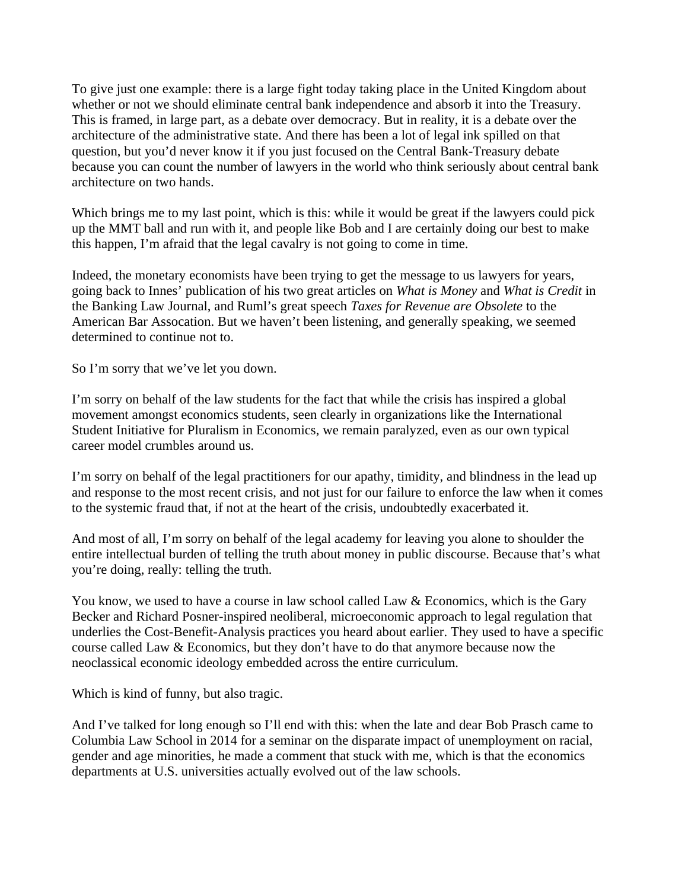To give just one example: there is a large fight today taking place in the United Kingdom about whether or not we should eliminate central bank independence and absorb it into the Treasury. This is framed, in large part, as a debate over democracy. But in reality, it is a debate over the architecture of the administrative state. And there has been a lot of legal ink spilled on that question, but you'd never know it if you just focused on the Central Bank-Treasury debate because you can count the number of lawyers in the world who think seriously about central bank architecture on two hands.

Which brings me to my last point, which is this: while it would be great if the lawyers could pick up the MMT ball and run with it, and people like Bob and I are certainly doing our best to make this happen, I'm afraid that the legal cavalry is not going to come in time.

Indeed, the monetary economists have been trying to get the message to us lawyers for years, going back to Innes' publication of his two great articles on *What is Money* and *What is Credit* in the Banking Law Journal, and Ruml's great speech *Taxes for Revenue are Obsolete* to the American Bar Assocation. But we haven't been listening, and generally speaking, we seemed determined to continue not to.

So I'm sorry that we've let you down.

I'm sorry on behalf of the law students for the fact that while the crisis has inspired a global movement amongst economics students, seen clearly in organizations like the International Student Initiative for Pluralism in Economics, we remain paralyzed, even as our own typical career model crumbles around us.

I'm sorry on behalf of the legal practitioners for our apathy, timidity, and blindness in the lead up and response to the most recent crisis, and not just for our failure to enforce the law when it comes to the systemic fraud that, if not at the heart of the crisis, undoubtedly exacerbated it.

And most of all, I'm sorry on behalf of the legal academy for leaving you alone to shoulder the entire intellectual burden of telling the truth about money in public discourse. Because that's what you're doing, really: telling the truth.

You know, we used to have a course in law school called Law & Economics, which is the Gary Becker and Richard Posner-inspired neoliberal, microeconomic approach to legal regulation that underlies the Cost-Benefit-Analysis practices you heard about earlier. They used to have a specific course called Law & Economics, but they don't have to do that anymore because now the neoclassical economic ideology embedded across the entire curriculum.

Which is kind of funny, but also tragic.

And I've talked for long enough so I'll end with this: when the late and dear Bob Prasch came to Columbia Law School in 2014 for a seminar on the disparate impact of unemployment on racial, gender and age minorities, he made a comment that stuck with me, which is that the economics departments at U.S. universities actually evolved out of the law schools.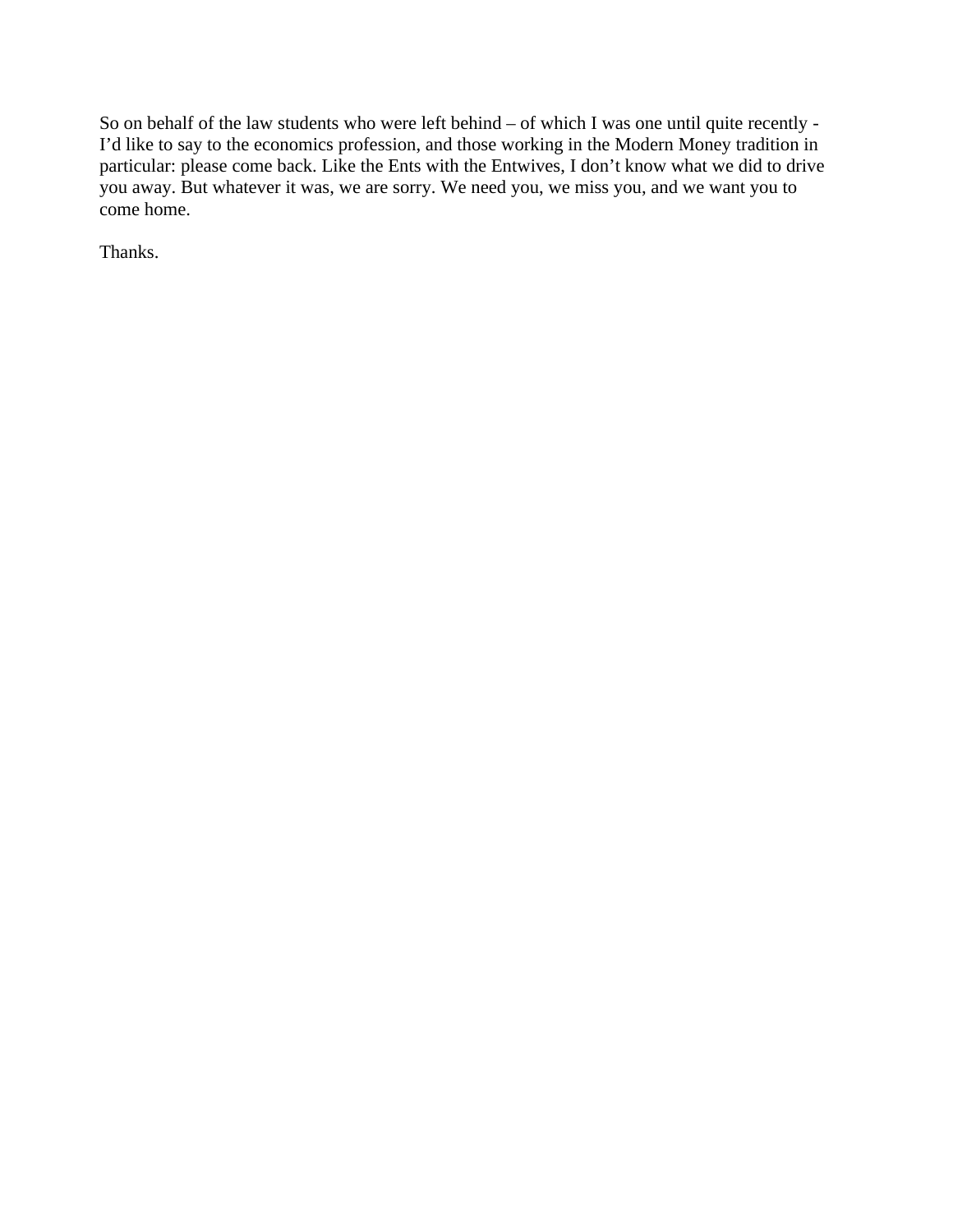So on behalf of the law students who were left behind – of which I was one until quite recently - I'd like to say to the economics profession, and those working in the Modern Money tradition in particular: please come back. Like the Ents with the Entwives, I don't know what we did to drive you away. But whatever it was, we are sorry. We need you, we miss you, and we want you to come home.

Thanks.